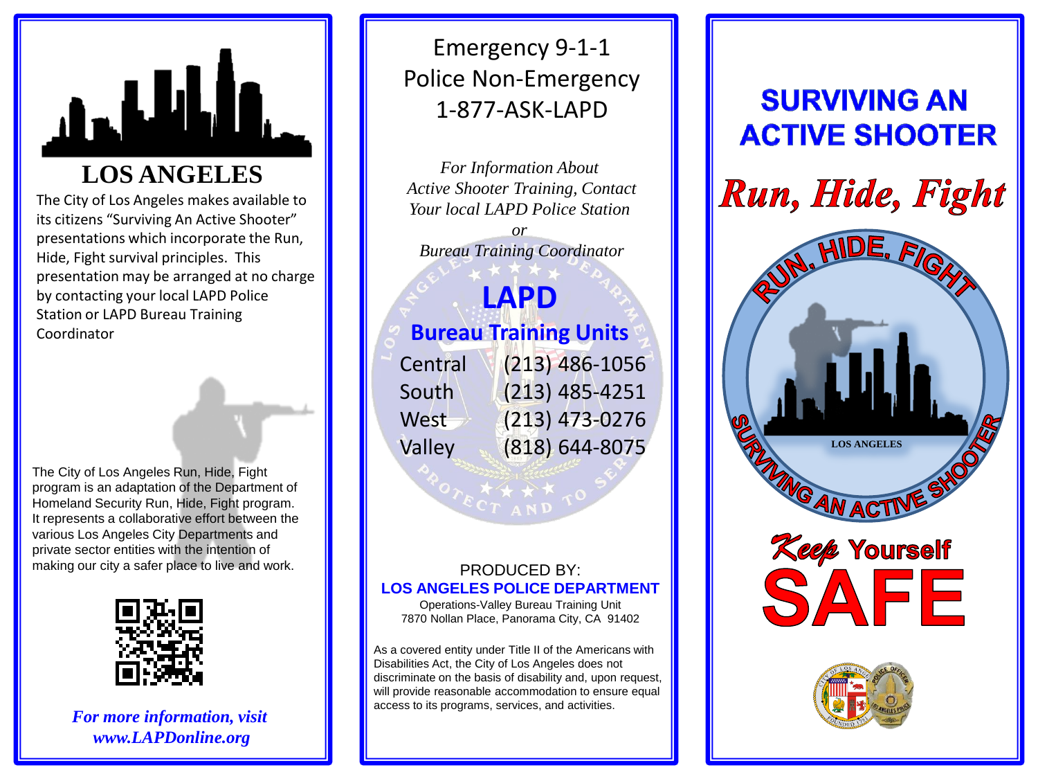# LOS ANGELES

The City of Los Angeles makes available to its citizens "Surviving An Active Shooter" presentations which incorporate the Run, Hide, Fight survival principles. This presentation may be arranged at no charge by contacting your local LAPD Police Station or LAPD Bureau Training Coordinator

The City of Los Angeles Run, Hide, Fight program is an adaptation of the Department of Homeland Security Run, Hide, Fight program. It represents a collaborative effort between the various Los Angeles City Departments and private sector entities with the intention of making our city a safer place to live and work.

***For more information, visit www.LAPDonline.org***

Emergency 9-1-1
Police Non-Emergency
1-877-ASK-LAPD

*For Information About Active Shooter Training, Contact Your local LAPD Police Station*
*or*
*Bureau Training Coordinator*

## LAPD

### Bureau Training Units

| | |
|---|---|
| Central | (213) 486-1056 |
| South | (213) 485-4251 |
| West | (213) 473-0276 |
| Valley | (818) 644-8075 |

PRODUCED BY:
**LOS ANGELES POLICE DEPARTMENT**
Operations-Valley Bureau Training Unit
7870 Nollan Place, Panorama City, CA 91402

As a covered entity under Title II of the Americans with Disabilities Act, the City of Los Angeles does not discriminate on the basis of disability and, upon request, will provide reasonable accommodation to ensure equal access to its programs, services, and activities.

# SURVIVING AN ACTIVE SHOOTER

## *Run, Hide, Fight*

RUN, HIDE, FIGHT
LOS ANGELES
SURVIVING AN ACTIVE SHOOTER

***Keep* Yourself**
# SAFE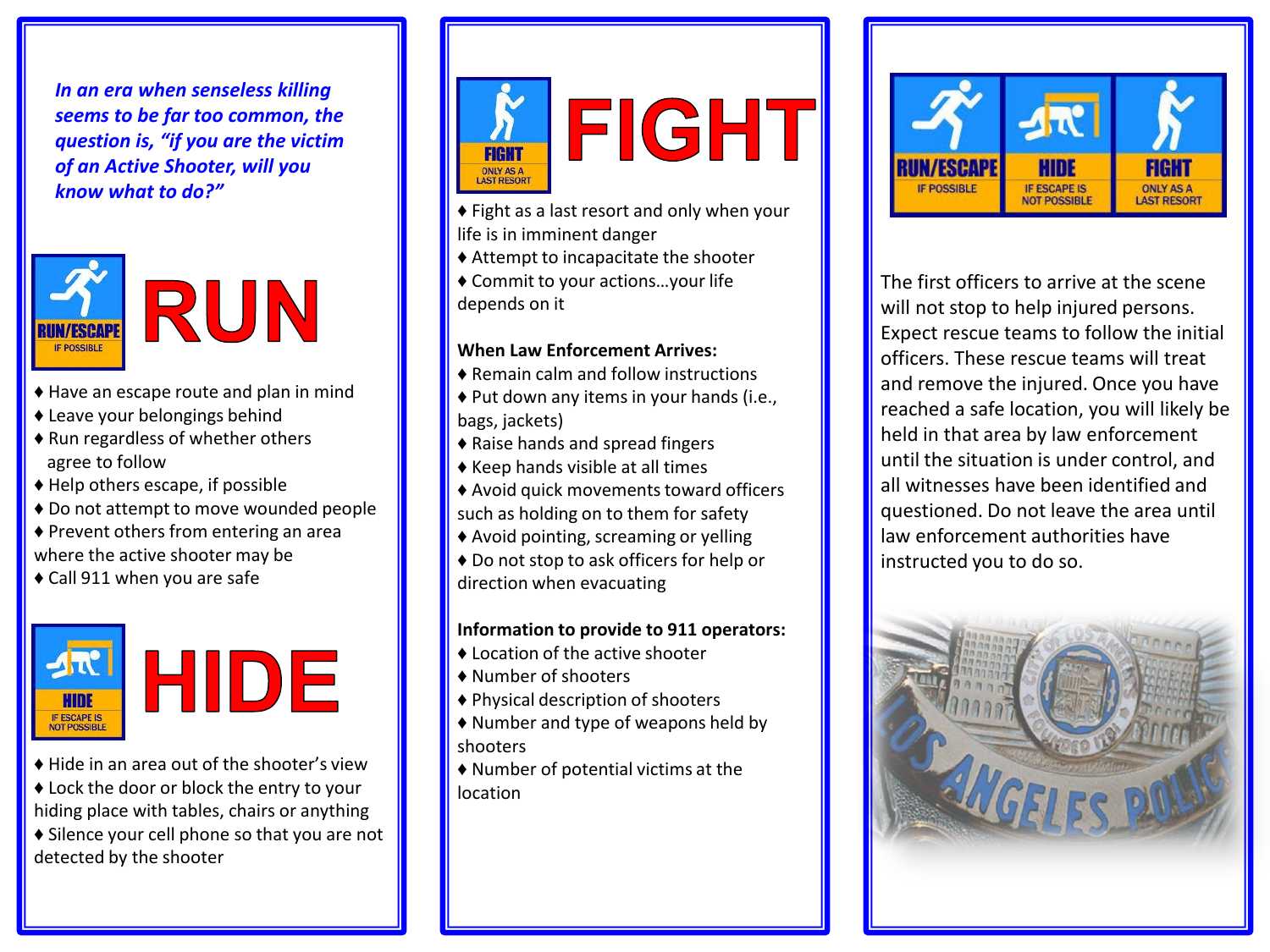*In an era when senseless killing seems to be far too common, the question is, "if you are the victim of an Active Shooter, will you know what to do?"*

RUN/ESCAPE
IF POSSIBLE

# RUN

- Have an escape route and plan in mind
- Leave your belongings behind
- Run regardless of whether others agree to follow
- Help others escape, if possible
- Do not attempt to move wounded people
- Prevent others from entering an area where the active shooter may be
- Call 911 when you are safe

HIDE
IF ESCAPE IS NOT POSSIBLE

# HIDE

- Hide in an area out of the shooter's view
- Lock the door or block the entry to your hiding place with tables, chairs or anything
- Silence your cell phone so that you are not detected by the shooter

FIGHT
ONLY AS A LAST RESORT

# FIGHT

- Fight as a last resort and only when your life is in imminent danger
- Attempt to incapacitate the shooter
- Commit to your actions…your life depends on it

**When Law Enforcement Arrives:**

- Remain calm and follow instructions
- Put down any items in your hands (i.e., bags, jackets)
- Raise hands and spread fingers
- Keep hands visible at all times
- Avoid quick movements toward officers such as holding on to them for safety
- Avoid pointing, screaming or yelling
- Do not stop to ask officers for help or direction when evacuating

**Information to provide to 911 operators:**

- Location of the active shooter
- Number of shooters
- Physical description of shooters
- Number and type of weapons held by shooters
- Number of potential victims at the location

RUN/ESCAPE IF POSSIBLE | HIDE IF ESCAPE IS NOT POSSIBLE | FIGHT ONLY AS A LAST RESORT

The first officers to arrive at the scene will not stop to help injured persons. Expect rescue teams to follow the initial officers. These rescue teams will treat and remove the injured. Once you have reached a safe location, you will likely be held in that area by law enforcement until the situation is under control, and all witnesses have been identified and questioned. Do not leave the area until law enforcement authorities have instructed you to do so.